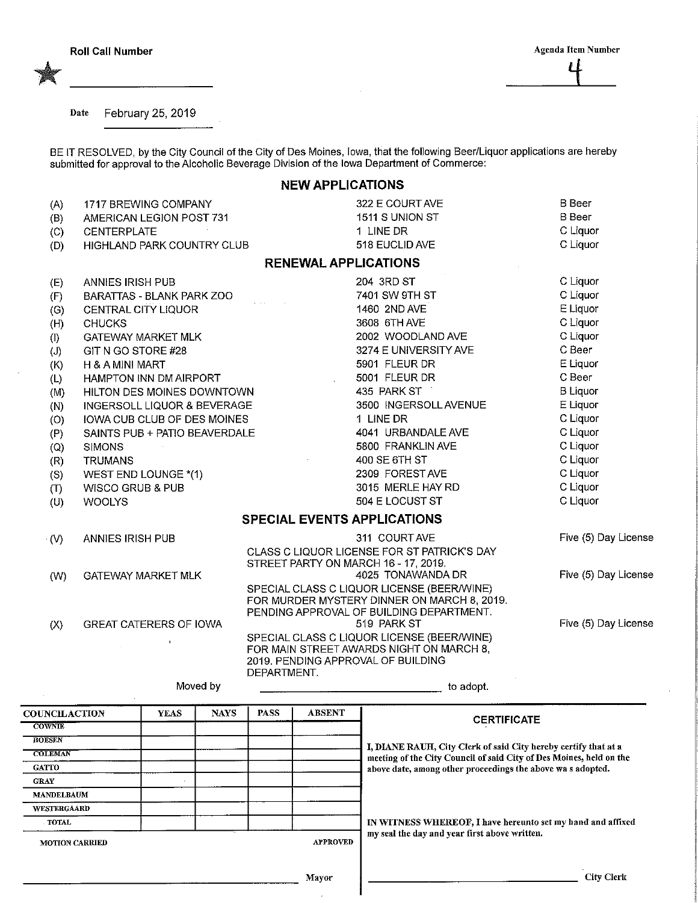Roll Call Number

Agenda Item Number

4

Date February 25, 2019

BE IT RESOLVED, by the City Council of the City of Des Moines, Iowa, that the following Beer/Liquor applications are hereby submitted for approval to the Alcoholic Beverage Division of the Iowa Department of Commerce:

## NEW APPLICATIONS

| | | | |
|---|---|---|---|
| (A) | 1717 BREWING COMPANY | 322 E COURT AVE | B Beer |
| (B) | AMERICAN LEGION POST 731 | 1511 S UNION ST | B Beer |
| (C) | CENTERPLATE | 1 LINE DR | C Liquor |
| (D) | HIGHLAND PARK COUNTRY CLUB | 518 EUCLID AVE | C Liquor |

## RENEWAL APPLICATIONS

| | | | |
|---|---|---|---|
| (E) | ANNIES IRISH PUB | 204 3RD ST | C Liquor |
| (F) | BARATTAS - BLANK PARK ZOO | 7401 SW 9TH ST | C Liquor |
| (G) | CENTRAL CITY LIQUOR | 1460 2ND AVE | E Liquor |
| (H) | CHUCKS | 3608 6TH AVE | C Liquor |
| (I) | GATEWAY MARKET MLK | 2002 WOODLAND AVE | C Liquor |
| (J) | GIT N GO STORE #28 | 3274 E UNIVERSITY AVE | C Beer |
| (K) | H & A MINI MART | 5901 FLEUR DR | E Liquor |
| (L) | HAMPTON INN DM AIRPORT | 5001 FLEUR DR | C Beer |
| (M) | HILTON DES MOINES DOWNTOWN | 435 PARK ST | B Liquor |
| (N) | INGERSOLL LIQUOR & BEVERAGE | 3500 INGERSOLL AVENUE | E Liquor |
| (O) | IOWA CUB CLUB OF DES MOINES | 1 LINE DR | C Liquor |
| (P) | SAINTS PUB + PATIO BEAVERDALE | 4041 URBANDALE AVE | C Liquor |
| (Q) | SIMONS | 5800 FRANKLIN AVE | C Liquor |
| (R) | TRUMANS | 400 SE 6TH ST | C Liquor |
| (S) | WEST END LOUNGE *(1) | 2309 FOREST AVE | C Liquor |
| (T) | WISCO GRUB & PUB | 3015 MERLE HAY RD | C Liquor |
| (U) | WOOLYS | 504 E LOCUST ST | C Liquor |

## SPECIAL EVENTS APPLICATIONS

| | | | |
|---|---|---|---|
| (V) | ANNIES IRISH PUB | 311 COURT AVE<br>CLASS C LIQUOR LICENSE FOR ST PATRICK'S DAY STREET PARTY ON MARCH 16 - 17, 2019. | Five (5) Day License |
| (W) | GATEWAY MARKET MLK | 4025 TONAWANDA DR<br>SPECIAL CLASS C LIQUOR LICENSE (BEER/WINE) FOR MURDER MYSTERY DINNER ON MARCH 8, 2019. PENDING APPROVAL OF BUILDING DEPARTMENT. | Five (5) Day License |
| (X) | GREAT CATERERS OF IOWA | 519 PARK ST<br>SPECIAL CLASS C LIQUOR LICENSE (BEER/WINE) FOR MAIN STREET AWARDS NIGHT ON MARCH 8, 2019. PENDING APPROVAL OF BUILDING DEPARTMENT. | Five (5) Day License |

Moved by \_\_\_\_\_\_\_\_\_\_\_\_\_\_\_\_\_\_\_\_ to adopt.

| COUNCIL ACTION | YEAS | NAYS | PASS | ABSENT |
|---|---|---|---|---|
| COWNIE | | | | |
| BOESEN | | | | |
| COLEMAN | | | | |
| GATTO | | | | |
| GRAY | | | | |
| MANDELBAUM | | | | |
| WESTERGAARD | | | | |
| TOTAL | | | | |

MOTION CARRIED APPROVED

\_\_\_\_\_\_\_\_\_\_\_\_\_\_\_\_\_\_\_\_ Mayor

**CERTIFICATE**

I, DIANE RAUH, City Clerk of said City hereby certify that at a meeting of the City Council of said City of Des Moines, held on the above date, among other proceedings the above wa s adopted.

IN WITNESS WHEREOF, I have hereunto set my hand and affixed my seal the day and year first above written.

\_\_\_\_\_\_\_\_\_\_\_\_\_\_\_\_\_\_\_\_ City Clerk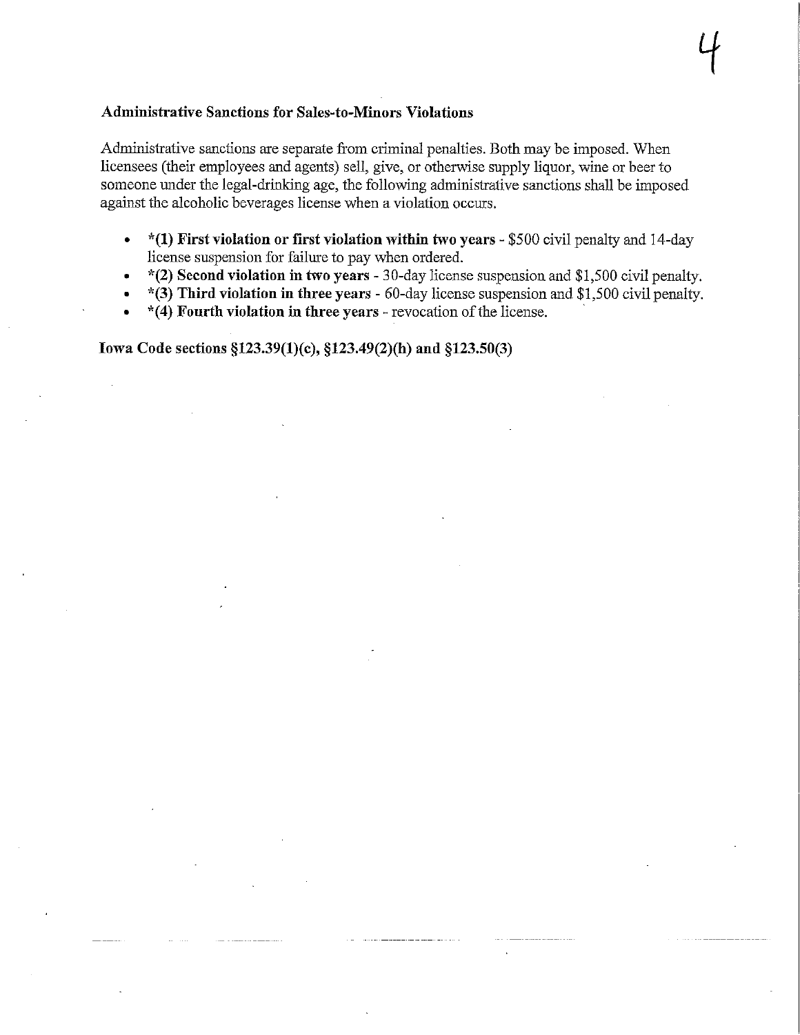## Administrative Sanctions for Sales-to-Minors Violations

Administrative sanctions are separate from criminal penalties. Both may be imposed. When licensees (their employees and agents) sell, give, or otherwise supply liquor, wine or beer to someone under the legal-drinking age, the following administrative sanctions shall be imposed against the alcoholic beverages license when a violation occurs.

- ***(1) First violation or first violation within two years** - $500 civil penalty and 14-day license suspension for failure to pay when ordered.
- ***(2) Second violation in two years** - 30-day license suspension and $1,500 civil penalty.
- ***(3) Third violation in three years** - 60-day license suspension and $1,500 civil penalty.
- ***(4) Fourth violation in three years** - revocation of the license.

**Iowa Code sections §123.39(1)(c), §123.49(2)(h) and §123.50(3)**